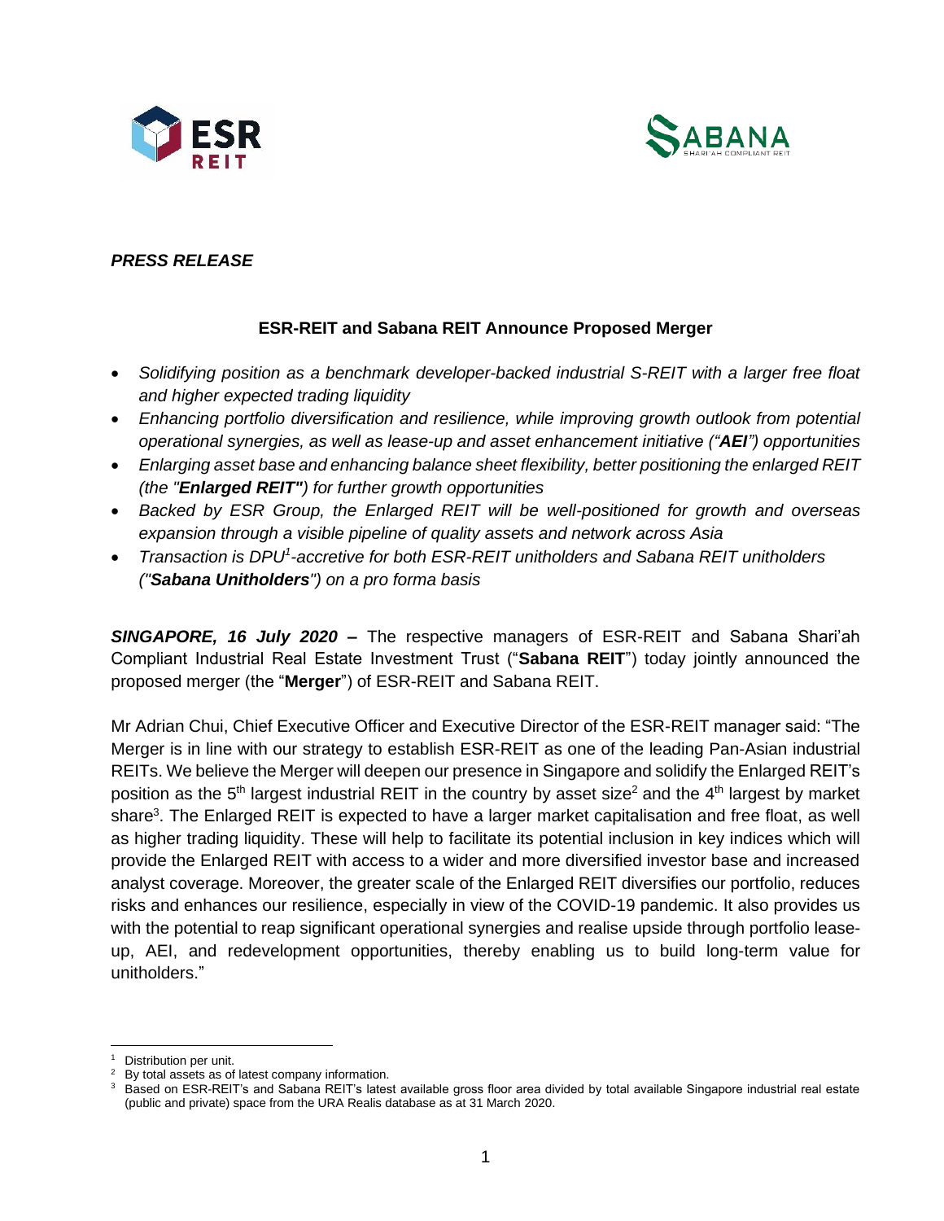*PRESS RELEASE*

## ESR-REIT and Sabana REIT Announce Proposed Merger

- *Solidifying position as a benchmark developer-backed industrial S-REIT with a larger free float and higher expected trading liquidity*
- *Enhancing portfolio diversification and resilience, while improving growth outlook from potential operational synergies, as well as lease-up and asset enhancement initiative ("**AEI**") opportunities*
- *Enlarging asset base and enhancing balance sheet flexibility, better positioning the enlarged REIT (the "**Enlarged REIT**") for further growth opportunities*
- *Backed by ESR Group, the Enlarged REIT will be well-positioned for growth and overseas expansion through a visible pipeline of quality assets and network across Asia*
- *Transaction is DPU[1]-accretive for both ESR-REIT unitholders and Sabana REIT unitholders ("**Sabana Unitholders**") on a pro forma basis*

***SINGAPORE, 16 July 2020 –*** The respective managers of ESR-REIT and Sabana Shari'ah Compliant Industrial Real Estate Investment Trust ("**Sabana REIT**") today jointly announced the proposed merger (the "**Merger**") of ESR-REIT and Sabana REIT.

Mr Adrian Chui, Chief Executive Officer and Executive Director of the ESR-REIT manager said: "The Merger is in line with our strategy to establish ESR-REIT as one of the leading Pan-Asian industrial REITs. We believe the Merger will deepen our presence in Singapore and solidify the Enlarged REIT's position as the 5th largest industrial REIT in the country by asset size[2] and the 4th largest by market share[3]. The Enlarged REIT is expected to have a larger market capitalisation and free float, as well as higher trading liquidity. These will help to facilitate its potential inclusion in key indices which will provide the Enlarged REIT with access to a wider and more diversified investor base and increased analyst coverage. Moreover, the greater scale of the Enlarged REIT diversifies our portfolio, reduces risks and enhances our resilience, especially in view of the COVID-19 pandemic. It also provides us with the potential to reap significant operational synergies and realise upside through portfolio lease-up, AEI, and redevelopment opportunities, thereby enabling us to build long-term value for unitholders."

---

[1] Distribution per unit.

[2] By total assets as of latest company information.

[3] Based on ESR-REIT's and Sabana REIT's latest available gross floor area divided by total available Singapore industrial real estate (public and private) space from the URA Realis database as at 31 March 2020.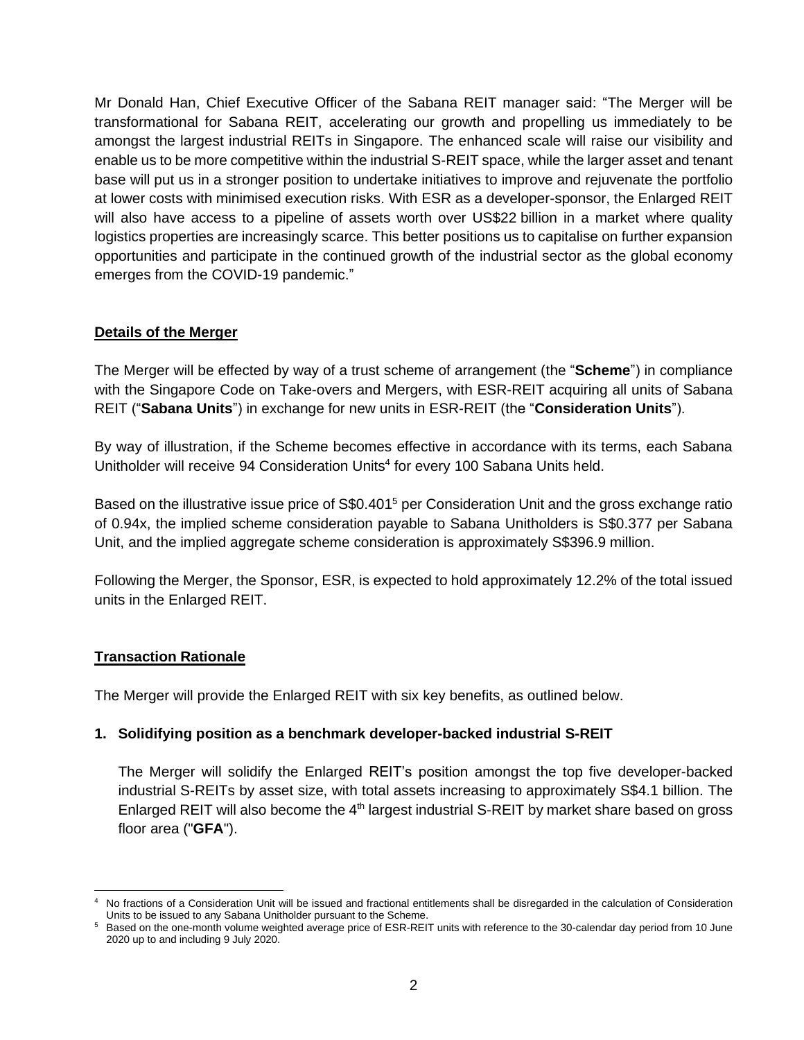Mr Donald Han, Chief Executive Officer of the Sabana REIT manager said: "The Merger will be transformational for Sabana REIT, accelerating our growth and propelling us immediately to be amongst the largest industrial REITs in Singapore. The enhanced scale will raise our visibility and enable us to be more competitive within the industrial S-REIT space, while the larger asset and tenant base will put us in a stronger position to undertake initiatives to improve and rejuvenate the portfolio at lower costs with minimised execution risks. With ESR as a developer-sponsor, the Enlarged REIT will also have access to a pipeline of assets worth over US$22 billion in a market where quality logistics properties are increasingly scarce. This better positions us to capitalise on further expansion opportunities and participate in the continued growth of the industrial sector as the global economy emerges from the COVID-19 pandemic."

**Details of the Merger**

The Merger will be effected by way of a trust scheme of arrangement (the "**Scheme**") in compliance with the Singapore Code on Take-overs and Mergers, with ESR-REIT acquiring all units of Sabana REIT ("**Sabana Units**") in exchange for new units in ESR-REIT (the "**Consideration Units**").

By way of illustration, if the Scheme becomes effective in accordance with its terms, each Sabana Unitholder will receive 94 Consideration Units[4] for every 100 Sabana Units held.

Based on the illustrative issue price of S$0.401[5] per Consideration Unit and the gross exchange ratio of 0.94x, the implied scheme consideration payable to Sabana Unitholders is S$0.377 per Sabana Unit, and the implied aggregate scheme consideration is approximately S$396.9 million.

Following the Merger, the Sponsor, ESR, is expected to hold approximately 12.2% of the total issued units in the Enlarged REIT.

**Transaction Rationale**

The Merger will provide the Enlarged REIT with six key benefits, as outlined below.

**1. Solidifying position as a benchmark developer-backed industrial S-REIT**

The Merger will solidify the Enlarged REIT's position amongst the top five developer-backed industrial S-REITs by asset size, with total assets increasing to approximately S$4.1 billion. The Enlarged REIT will also become the 4th largest industrial S-REIT by market share based on gross floor area ("**GFA**").

---

[4] No fractions of a Consideration Unit will be issued and fractional entitlements shall be disregarded in the calculation of Consideration Units to be issued to any Sabana Unitholder pursuant to the Scheme.

[5] Based on the one-month volume weighted average price of ESR-REIT units with reference to the 30-calendar day period from 10 June 2020 up to and including 9 July 2020.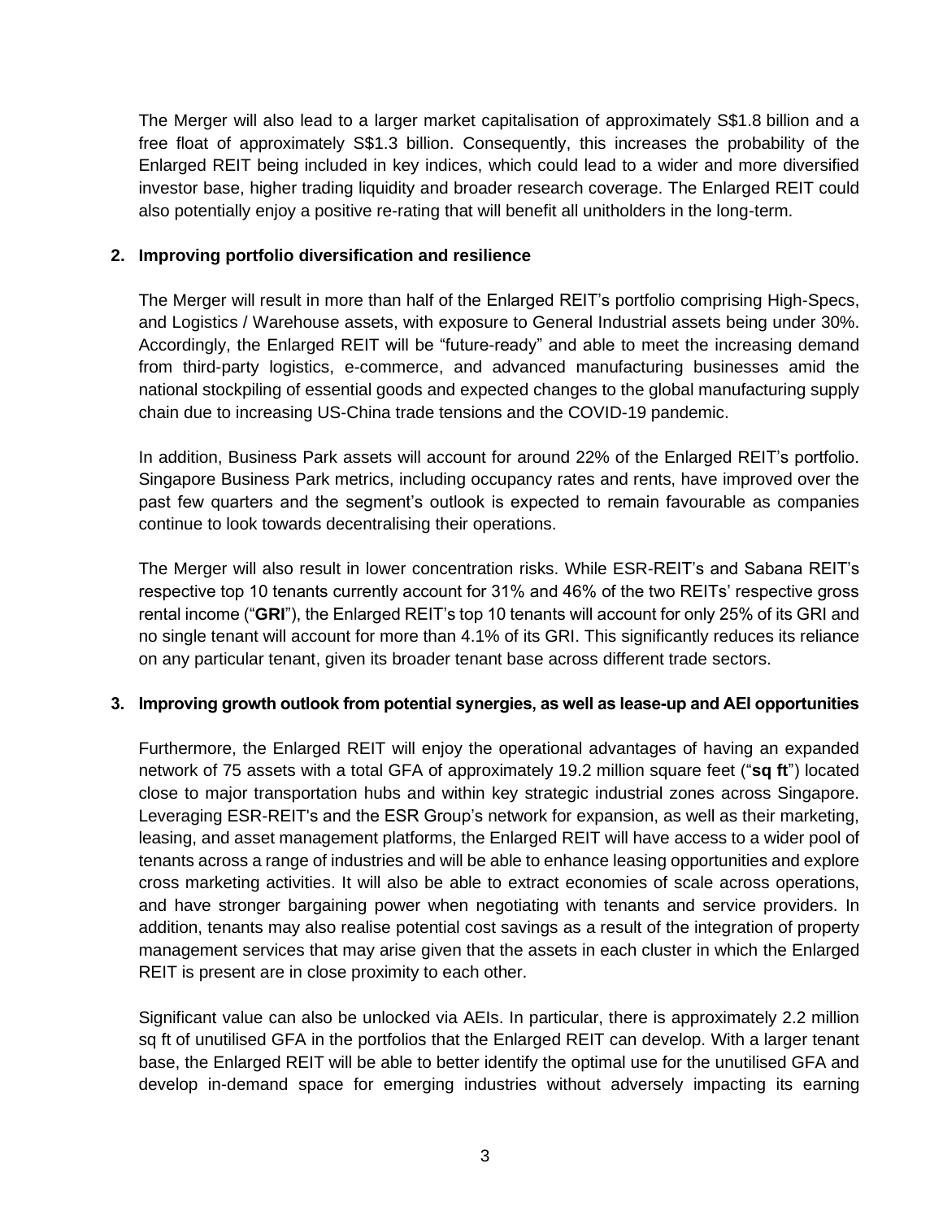The Merger will also lead to a larger market capitalisation of approximately S$1.8 billion and a free float of approximately S$1.3 billion. Consequently, this increases the probability of the Enlarged REIT being included in key indices, which could lead to a wider and more diversified investor base, higher trading liquidity and broader research coverage. The Enlarged REIT could also potentially enjoy a positive re-rating that will benefit all unitholders in the long-term.

**2. Improving portfolio diversification and resilience**

The Merger will result in more than half of the Enlarged REIT's portfolio comprising High-Specs, and Logistics / Warehouse assets, with exposure to General Industrial assets being under 30%. Accordingly, the Enlarged REIT will be "future-ready" and able to meet the increasing demand from third-party logistics, e-commerce, and advanced manufacturing businesses amid the national stockpiling of essential goods and expected changes to the global manufacturing supply chain due to increasing US-China trade tensions and the COVID-19 pandemic.

In addition, Business Park assets will account for around 22% of the Enlarged REIT's portfolio. Singapore Business Park metrics, including occupancy rates and rents, have improved over the past few quarters and the segment's outlook is expected to remain favourable as companies continue to look towards decentralising their operations.

The Merger will also result in lower concentration risks. While ESR-REIT's and Sabana REIT's respective top 10 tenants currently account for 31% and 46% of the two REITs' respective gross rental income ("**GRI**"), the Enlarged REIT's top 10 tenants will account for only 25% of its GRI and no single tenant will account for more than 4.1% of its GRI. This significantly reduces its reliance on any particular tenant, given its broader tenant base across different trade sectors.

**3. Improving growth outlook from potential synergies, as well as lease-up and AEI opportunities**

Furthermore, the Enlarged REIT will enjoy the operational advantages of having an expanded network of 75 assets with a total GFA of approximately 19.2 million square feet ("**sq ft**") located close to major transportation hubs and within key strategic industrial zones across Singapore. Leveraging ESR-REIT's and the ESR Group's network for expansion, as well as their marketing, leasing, and asset management platforms, the Enlarged REIT will have access to a wider pool of tenants across a range of industries and will be able to enhance leasing opportunities and explore cross marketing activities. It will also be able to extract economies of scale across operations, and have stronger bargaining power when negotiating with tenants and service providers. In addition, tenants may also realise potential cost savings as a result of the integration of property management services that may arise given that the assets in each cluster in which the Enlarged REIT is present are in close proximity to each other.

Significant value can also be unlocked via AEIs. In particular, there is approximately 2.2 million sq ft of unutilised GFA in the portfolios that the Enlarged REIT can develop. With a larger tenant base, the Enlarged REIT will be able to better identify the optimal use for the unutilised GFA and develop in-demand space for emerging industries without adversely impacting its earning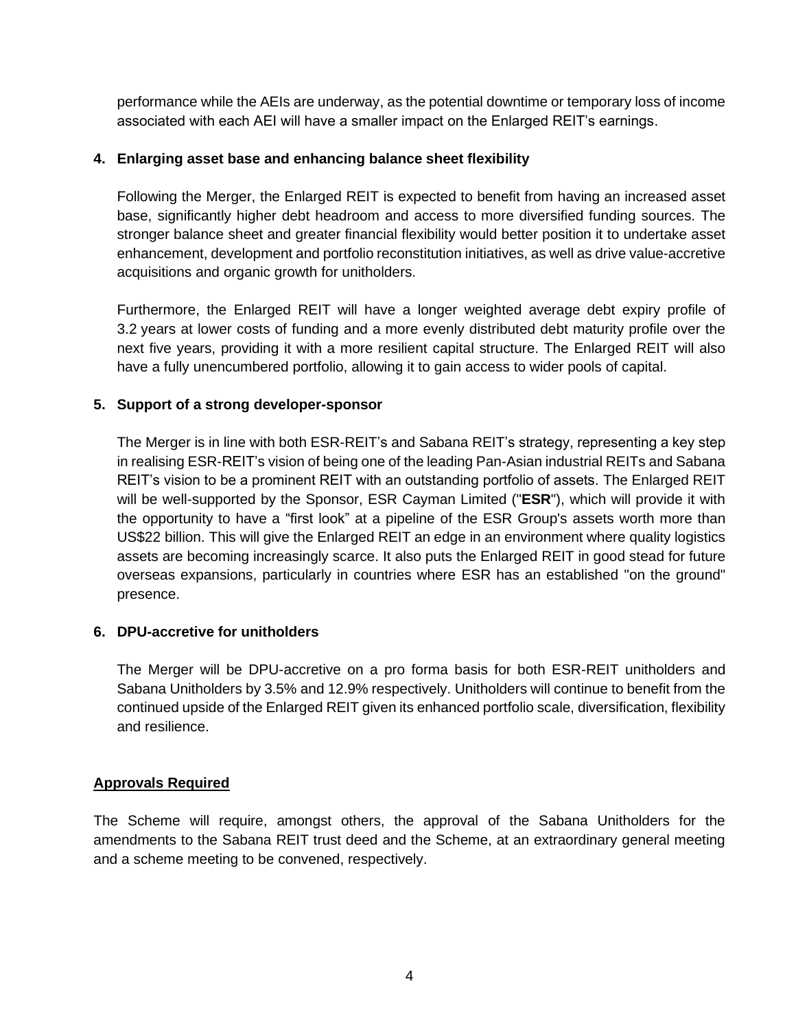performance while the AEIs are underway, as the potential downtime or temporary loss of income associated with each AEI will have a smaller impact on the Enlarged REIT's earnings.

**4. Enlarging asset base and enhancing balance sheet flexibility**

Following the Merger, the Enlarged REIT is expected to benefit from having an increased asset base, significantly higher debt headroom and access to more diversified funding sources. The stronger balance sheet and greater financial flexibility would better position it to undertake asset enhancement, development and portfolio reconstitution initiatives, as well as drive value-accretive acquisitions and organic growth for unitholders.

Furthermore, the Enlarged REIT will have a longer weighted average debt expiry profile of 3.2 years at lower costs of funding and a more evenly distributed debt maturity profile over the next five years, providing it with a more resilient capital structure. The Enlarged REIT will also have a fully unencumbered portfolio, allowing it to gain access to wider pools of capital.

**5. Support of a strong developer-sponsor**

The Merger is in line with both ESR-REIT's and Sabana REIT's strategy, representing a key step in realising ESR-REIT's vision of being one of the leading Pan-Asian industrial REITs and Sabana REIT's vision to be a prominent REIT with an outstanding portfolio of assets. The Enlarged REIT will be well-supported by the Sponsor, ESR Cayman Limited ("**ESR**"), which will provide it with the opportunity to have a "first look" at a pipeline of the ESR Group's assets worth more than US$22 billion. This will give the Enlarged REIT an edge in an environment where quality logistics assets are becoming increasingly scarce. It also puts the Enlarged REIT in good stead for future overseas expansions, particularly in countries where ESR has an established "on the ground" presence.

**6. DPU-accretive for unitholders**

The Merger will be DPU-accretive on a pro forma basis for both ESR-REIT unitholders and Sabana Unitholders by 3.5% and 12.9% respectively. Unitholders will continue to benefit from the continued upside of the Enlarged REIT given its enhanced portfolio scale, diversification, flexibility and resilience.

**Approvals Required**

The Scheme will require, amongst others, the approval of the Sabana Unitholders for the amendments to the Sabana REIT trust deed and the Scheme, at an extraordinary general meeting and a scheme meeting to be convened, respectively.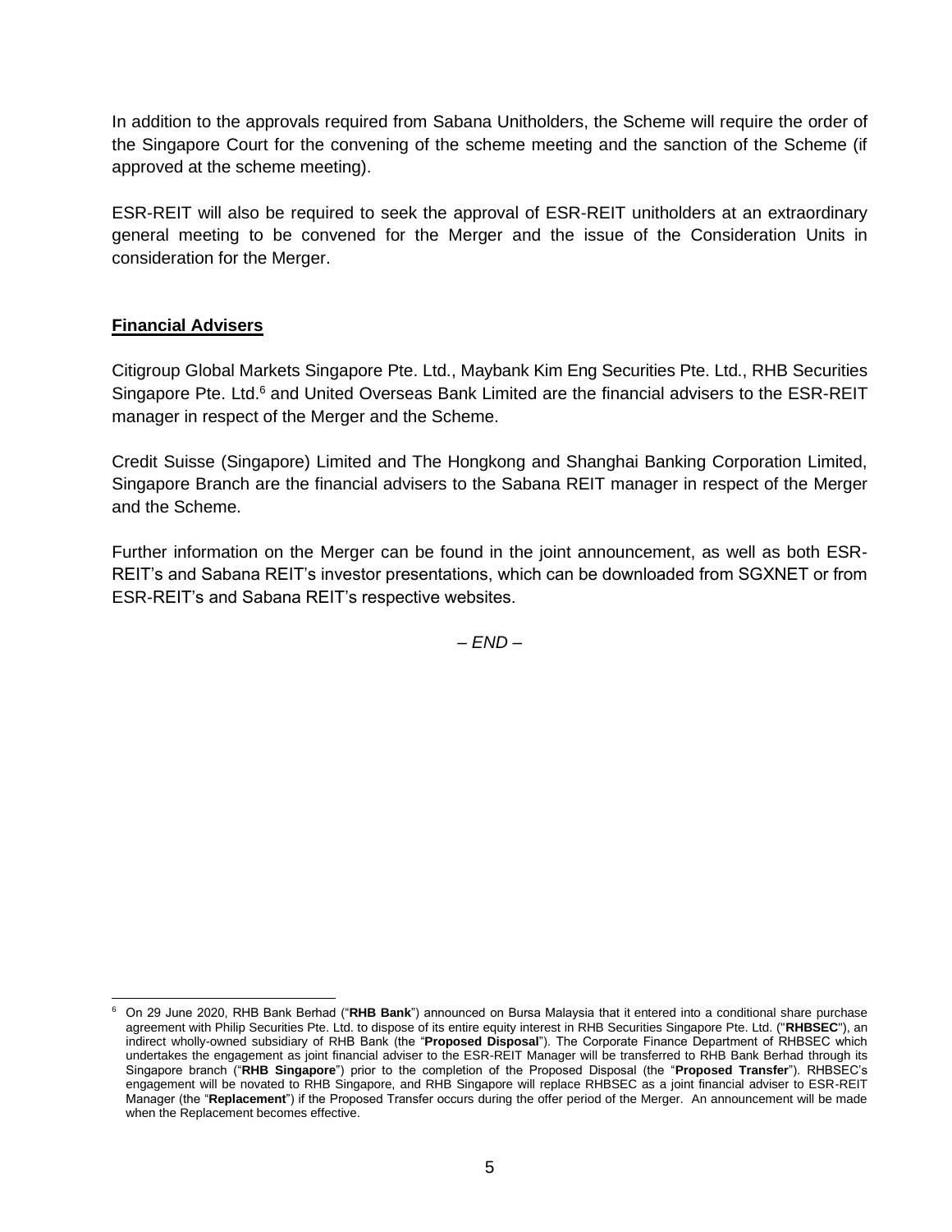In addition to the approvals required from Sabana Unitholders, the Scheme will require the order of the Singapore Court for the convening of the scheme meeting and the sanction of the Scheme (if approved at the scheme meeting).

ESR-REIT will also be required to seek the approval of ESR-REIT unitholders at an extraordinary general meeting to be convened for the Merger and the issue of the Consideration Units in consideration for the Merger.

## Financial Advisers

Citigroup Global Markets Singapore Pte. Ltd., Maybank Kim Eng Securities Pte. Ltd., RHB Securities Singapore Pte. Ltd.[6] and United Overseas Bank Limited are the financial advisers to the ESR-REIT manager in respect of the Merger and the Scheme.

Credit Suisse (Singapore) Limited and The Hongkong and Shanghai Banking Corporation Limited, Singapore Branch are the financial advisers to the Sabana REIT manager in respect of the Merger and the Scheme.

Further information on the Merger can be found in the joint announcement, as well as both ESR-REIT's and Sabana REIT's investor presentations, which can be downloaded from SGXNET or from ESR-REIT's and Sabana REIT's respective websites.

*– END –*

---

[6] On 29 June 2020, RHB Bank Berhad ("**RHB Bank**") announced on Bursa Malaysia that it entered into a conditional share purchase agreement with Philip Securities Pte. Ltd. to dispose of its entire equity interest in RHB Securities Singapore Pte. Ltd. ("**RHBSEC**"), an indirect wholly-owned subsidiary of RHB Bank (the "**Proposed Disposal**"). The Corporate Finance Department of RHBSEC which undertakes the engagement as joint financial adviser to the ESR-REIT Manager will be transferred to RHB Bank Berhad through its Singapore branch ("**RHB Singapore**") prior to the completion of the Proposed Disposal (the "**Proposed Transfer**"). RHBSEC's engagement will be novated to RHB Singapore, and RHB Singapore will replace RHBSEC as a joint financial adviser to ESR-REIT Manager (the "**Replacement**") if the Proposed Transfer occurs during the offer period of the Merger. An announcement will be made when the Replacement becomes effective.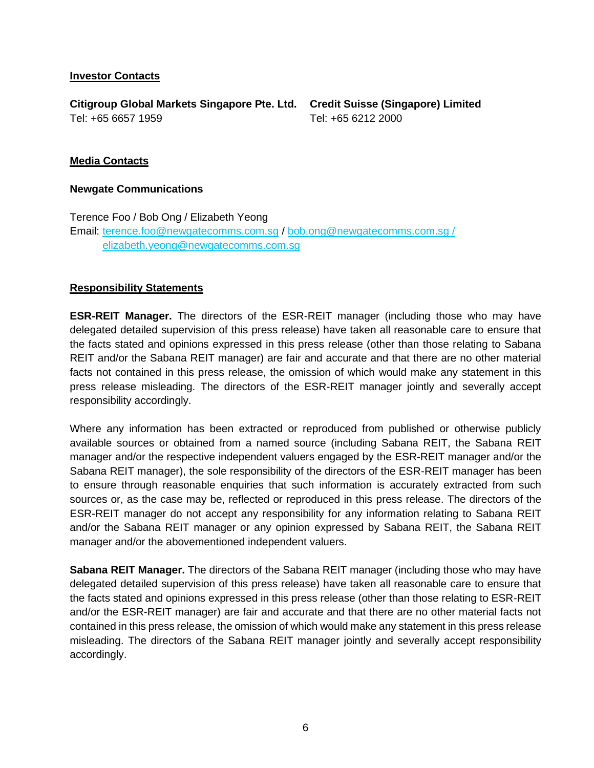**Investor Contacts**

**Citigroup Global Markets Singapore Pte. Ltd.**
Tel: +65 6657 1959

**Credit Suisse (Singapore) Limited**
Tel: +65 6212 2000

**Media Contacts**

**Newgate Communications**

Terence Foo / Bob Ong / Elizabeth Yeong
Email: terence.foo@newgatecomms.com.sg / bob.ong@newgatecomms.com.sg / elizabeth.yeong@newgatecomms.com.sg

**Responsibility Statements**

**ESR-REIT Manager.** The directors of the ESR-REIT manager (including those who may have delegated detailed supervision of this press release) have taken all reasonable care to ensure that the facts stated and opinions expressed in this press release (other than those relating to Sabana REIT and/or the Sabana REIT manager) are fair and accurate and that there are no other material facts not contained in this press release, the omission of which would make any statement in this press release misleading. The directors of the ESR-REIT manager jointly and severally accept responsibility accordingly.

Where any information has been extracted or reproduced from published or otherwise publicly available sources or obtained from a named source (including Sabana REIT, the Sabana REIT manager and/or the respective independent valuers engaged by the ESR-REIT manager and/or the Sabana REIT manager), the sole responsibility of the directors of the ESR-REIT manager has been to ensure through reasonable enquiries that such information is accurately extracted from such sources or, as the case may be, reflected or reproduced in this press release. The directors of the ESR-REIT manager do not accept any responsibility for any information relating to Sabana REIT and/or the Sabana REIT manager or any opinion expressed by Sabana REIT, the Sabana REIT manager and/or the abovementioned independent valuers.

**Sabana REIT Manager.** The directors of the Sabana REIT manager (including those who may have delegated detailed supervision of this press release) have taken all reasonable care to ensure that the facts stated and opinions expressed in this press release (other than those relating to ESR-REIT and/or the ESR-REIT manager) are fair and accurate and that there are no other material facts not contained in this press release, the omission of which would make any statement in this press release misleading. The directors of the Sabana REIT manager jointly and severally accept responsibility accordingly.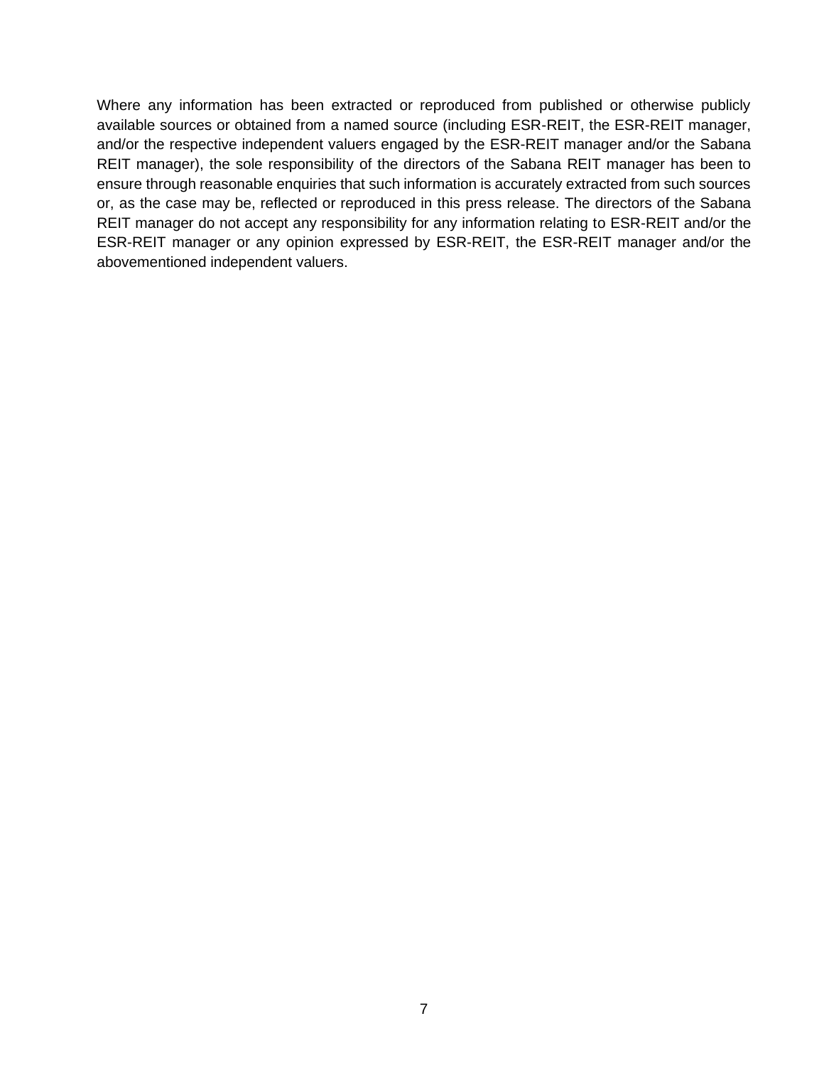Where any information has been extracted or reproduced from published or otherwise publicly available sources or obtained from a named source (including ESR-REIT, the ESR-REIT manager, and/or the respective independent valuers engaged by the ESR-REIT manager and/or the Sabana REIT manager), the sole responsibility of the directors of the Sabana REIT manager has been to ensure through reasonable enquiries that such information is accurately extracted from such sources or, as the case may be, reflected or reproduced in this press release. The directors of the Sabana REIT manager do not accept any responsibility for any information relating to ESR-REIT and/or the ESR-REIT manager or any opinion expressed by ESR-REIT, the ESR-REIT manager and/or the abovementioned independent valuers.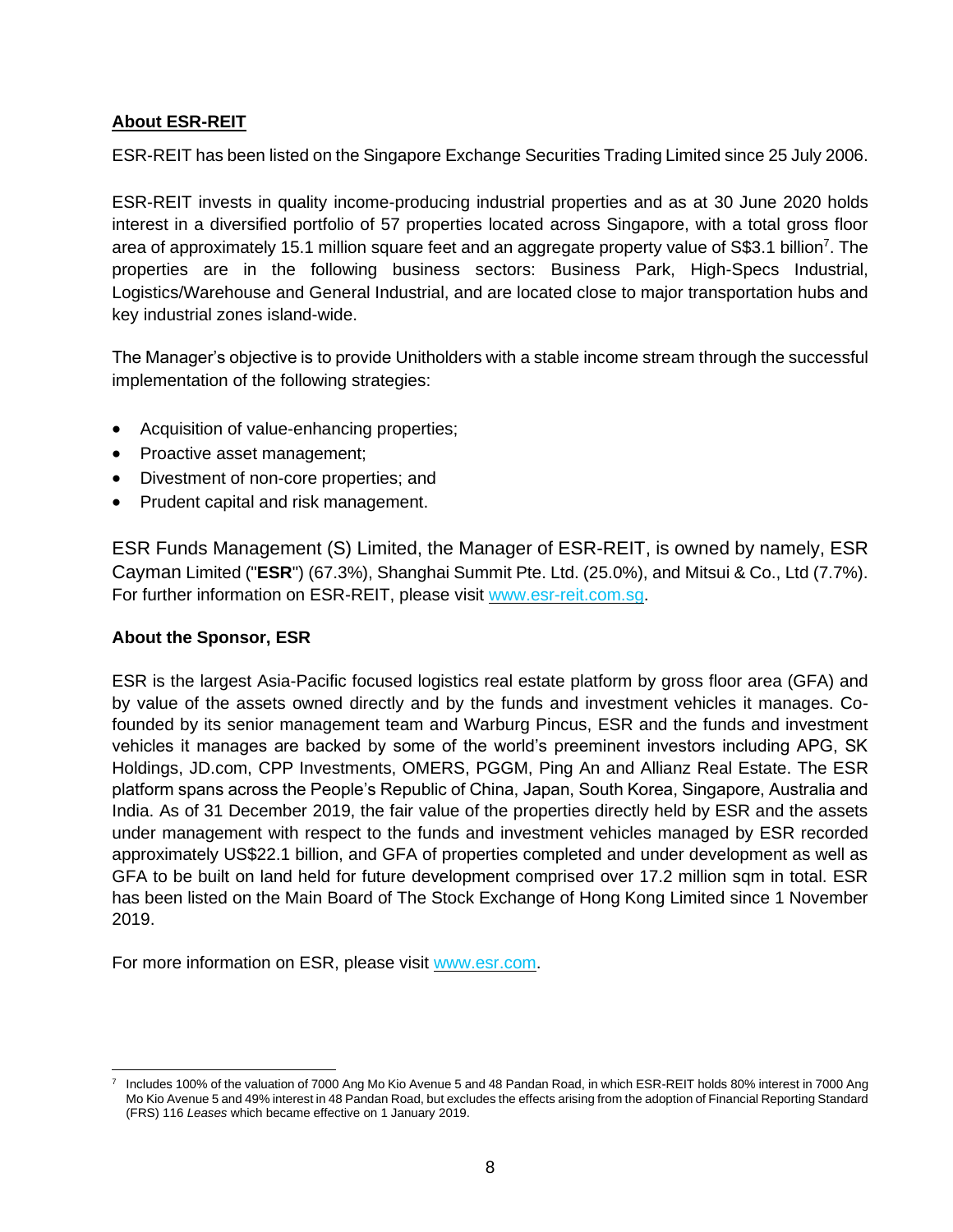**About ESR-REIT**

ESR-REIT has been listed on the Singapore Exchange Securities Trading Limited since 25 July 2006.

ESR-REIT invests in quality income-producing industrial properties and as at 30 June 2020 holds interest in a diversified portfolio of 57 properties located across Singapore, with a total gross floor area of approximately 15.1 million square feet and an aggregate property value of S$3.1 billion[7]. The properties are in the following business sectors: Business Park, High-Specs Industrial, Logistics/Warehouse and General Industrial, and are located close to major transportation hubs and key industrial zones island-wide.

The Manager's objective is to provide Unitholders with a stable income stream through the successful implementation of the following strategies:

- Acquisition of value-enhancing properties;
- Proactive asset management;
- Divestment of non-core properties; and
- Prudent capital and risk management.

ESR Funds Management (S) Limited, the Manager of ESR-REIT, is owned by namely, ESR Cayman Limited ("**ESR**") (67.3%), Shanghai Summit Pte. Ltd. (25.0%), and Mitsui & Co., Ltd (7.7%). For further information on ESR-REIT, please visit www.esr-reit.com.sg.

**About the Sponsor, ESR**

ESR is the largest Asia-Pacific focused logistics real estate platform by gross floor area (GFA) and by value of the assets owned directly and by the funds and investment vehicles it manages. Co-founded by its senior management team and Warburg Pincus, ESR and the funds and investment vehicles it manages are backed by some of the world's preeminent investors including APG, SK Holdings, JD.com, CPP Investments, OMERS, PGGM, Ping An and Allianz Real Estate. The ESR platform spans across the People's Republic of China, Japan, South Korea, Singapore, Australia and India. As of 31 December 2019, the fair value of the properties directly held by ESR and the assets under management with respect to the funds and investment vehicles managed by ESR recorded approximately US$22.1 billion, and GFA of properties completed and under development as well as GFA to be built on land held for future development comprised over 17.2 million sqm in total. ESR has been listed on the Main Board of The Stock Exchange of Hong Kong Limited since 1 November 2019.

For more information on ESR, please visit www.esr.com.

---

[7] Includes 100% of the valuation of 7000 Ang Mo Kio Avenue 5 and 48 Pandan Road, in which ESR-REIT holds 80% interest in 7000 Ang Mo Kio Avenue 5 and 49% interest in 48 Pandan Road, but excludes the effects arising from the adoption of Financial Reporting Standard (FRS) 116 *Leases* which became effective on 1 January 2019.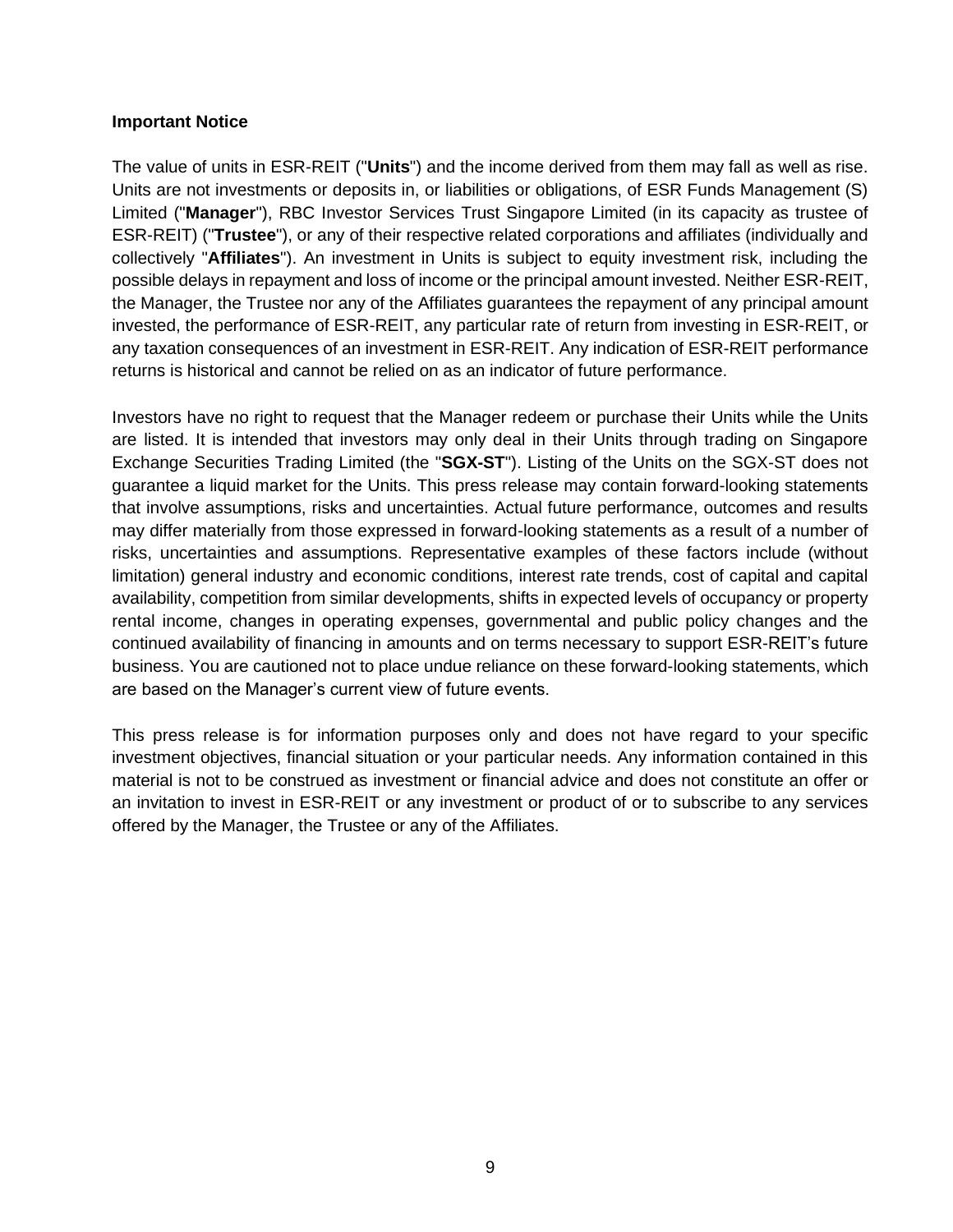**Important Notice**

The value of units in ESR-REIT ("**Units**") and the income derived from them may fall as well as rise. Units are not investments or deposits in, or liabilities or obligations, of ESR Funds Management (S) Limited ("**Manager**"), RBC Investor Services Trust Singapore Limited (in its capacity as trustee of ESR-REIT) ("**Trustee**"), or any of their respective related corporations and affiliates (individually and collectively "**Affiliates**"). An investment in Units is subject to equity investment risk, including the possible delays in repayment and loss of income or the principal amount invested. Neither ESR-REIT, the Manager, the Trustee nor any of the Affiliates guarantees the repayment of any principal amount invested, the performance of ESR-REIT, any particular rate of return from investing in ESR-REIT, or any taxation consequences of an investment in ESR-REIT. Any indication of ESR-REIT performance returns is historical and cannot be relied on as an indicator of future performance.

Investors have no right to request that the Manager redeem or purchase their Units while the Units are listed. It is intended that investors may only deal in their Units through trading on Singapore Exchange Securities Trading Limited (the "**SGX-ST**"). Listing of the Units on the SGX-ST does not guarantee a liquid market for the Units. This press release may contain forward-looking statements that involve assumptions, risks and uncertainties. Actual future performance, outcomes and results may differ materially from those expressed in forward-looking statements as a result of a number of risks, uncertainties and assumptions. Representative examples of these factors include (without limitation) general industry and economic conditions, interest rate trends, cost of capital and capital availability, competition from similar developments, shifts in expected levels of occupancy or property rental income, changes in operating expenses, governmental and public policy changes and the continued availability of financing in amounts and on terms necessary to support ESR-REIT's future business. You are cautioned not to place undue reliance on these forward-looking statements, which are based on the Manager's current view of future events.

This press release is for information purposes only and does not have regard to your specific investment objectives, financial situation or your particular needs. Any information contained in this material is not to be construed as investment or financial advice and does not constitute an offer or an invitation to invest in ESR-REIT or any investment or product of or to subscribe to any services offered by the Manager, the Trustee or any of the Affiliates.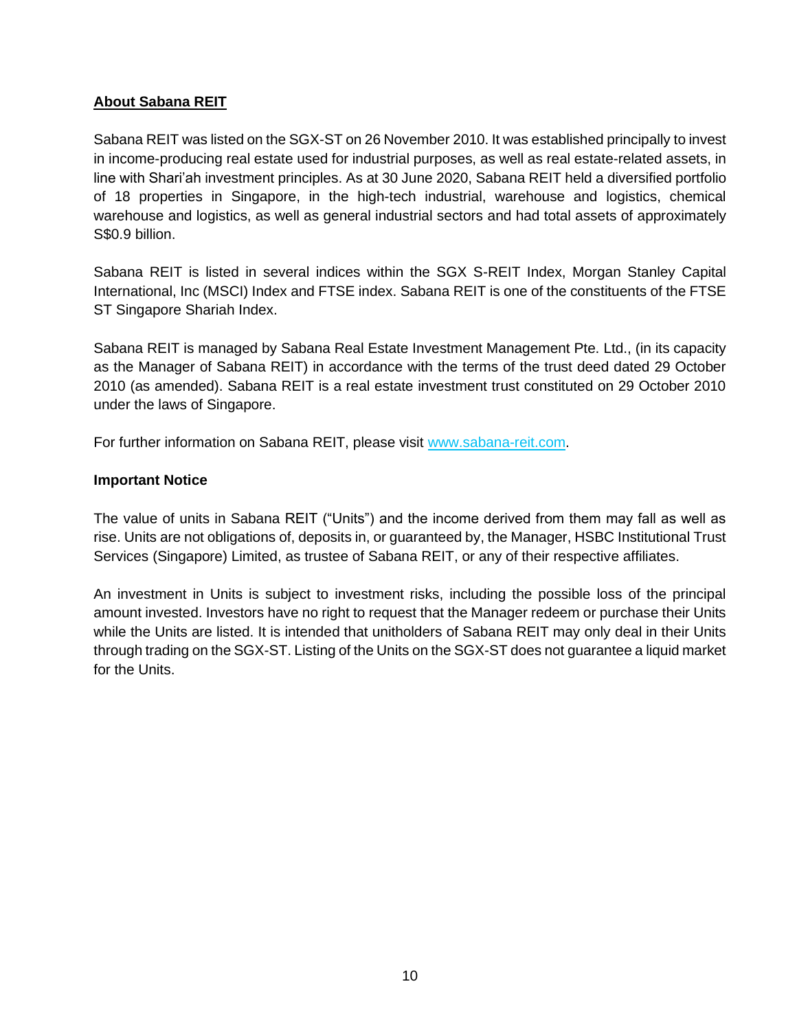## About Sabana REIT

Sabana REIT was listed on the SGX-ST on 26 November 2010. It was established principally to invest in income-producing real estate used for industrial purposes, as well as real estate-related assets, in line with Shari'ah investment principles. As at 30 June 2020, Sabana REIT held a diversified portfolio of 18 properties in Singapore, in the high-tech industrial, warehouse and logistics, chemical warehouse and logistics, as well as general industrial sectors and had total assets of approximately S$0.9 billion.

Sabana REIT is listed in several indices within the SGX S-REIT Index, Morgan Stanley Capital International, Inc (MSCI) Index and FTSE index. Sabana REIT is one of the constituents of the FTSE ST Singapore Shariah Index.

Sabana REIT is managed by Sabana Real Estate Investment Management Pte. Ltd., (in its capacity as the Manager of Sabana REIT) in accordance with the terms of the trust deed dated 29 October 2010 (as amended). Sabana REIT is a real estate investment trust constituted on 29 October 2010 under the laws of Singapore.

For further information on Sabana REIT, please visit www.sabana-reit.com.

**Important Notice**

The value of units in Sabana REIT ("Units") and the income derived from them may fall as well as rise. Units are not obligations of, deposits in, or guaranteed by, the Manager, HSBC Institutional Trust Services (Singapore) Limited, as trustee of Sabana REIT, or any of their respective affiliates.

An investment in Units is subject to investment risks, including the possible loss of the principal amount invested. Investors have no right to request that the Manager redeem or purchase their Units while the Units are listed. It is intended that unitholders of Sabana REIT may only deal in their Units through trading on the SGX-ST. Listing of the Units on the SGX-ST does not guarantee a liquid market for the Units.